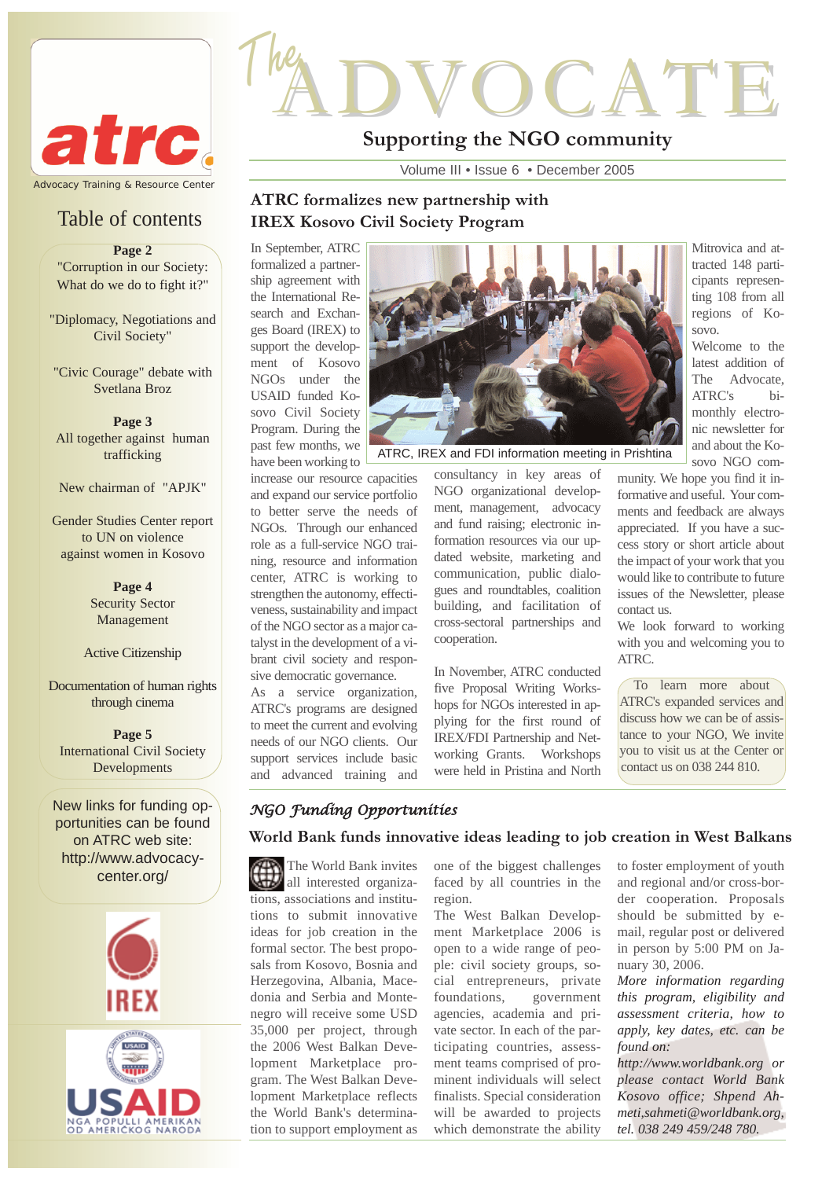atrc

Advocacy Training & Resource Center

# The ADVOCATE

Supporting the NGO community

Volume III • Issue 6 • December 2005

## Table of contents

**Page 2**
"Corruption in our Society: What do we do to fight it?"

"Diplomacy, Negotiations and Civil Society"

"Civic Courage" debate with Svetlana Broz

**Page 3**
All together against human trafficking

New chairman of "APJK"

Gender Studies Center report to UN on violence against women in Kosovo

**Page 4**
Security Sector Management

Active Citizenship

Documentation of human rights through cinema

**Page 5**
International Civil Society Developments

New links for funding opportunities can be found on ATRC web site: http://www.advocacy-center.org/

## ATRC formalizes new partnership with IREX Kosovo Civil Society Program

In September, ATRC formalized a partnership agreement with the International Research and Exchanges Board (IREX) to support the development of Kosovo NGOs under the USAID funded Kosovo Civil Society Program. During the past few months, we have been working to increase our resource capacities and expand our service portfolio to better serve the needs of NGOs. Through our enhanced role as a full-service NGO training, resource and information center, ATRC is working to strengthen the autonomy, effectiveness, sustainability and impact of the NGO sector as a major catalyst in the development of a vibrant civil society and responsive democratic governance.

ATRC, IREX and FDI information meeting in Prishtina

As a service organization, ATRC's programs are designed to meet the current and evolving needs of our NGO clients. Our support services include basic and advanced training and consultancy in key areas of NGO organizational development, management, advocacy and fund raising; electronic information resources via our updated website, marketing and communication, public dialogues and roundtables, coalition building, and facilitation of cross-sectoral partnerships and cooperation.

In November, ATRC conducted five Proposal Writing Workshops for NGOs interested in applying for the first round of IREX/FDI Partnership and Networking Grants. Workshops were held in Pristina and North Mitrovica and attracted 148 participants representing 108 from all regions of Kosovo.

Welcome to the latest addition of The Advocate, ATRC's bi-monthly electronic newsletter for and about the Kosovo NGO community. We hope you find it informative and useful. Your comments and feedback are always appreciated. If you have a success story or short article about the impact of your work that you would like to contribute to future issues of the Newsletter, please contact us.

We look forward to working with you and welcoming you to ATRC.

To learn more about ATRC's expanded services and discuss how we can be of assistance to your NGO, We invite you to visit us at the Center or contact us on 038 244 810.

## *NGO Funding Opportunities*

### World Bank funds innovative ideas leading to job creation in West Balkans

The World Bank invites all interested organizations, associations and institutions to submit innovative ideas for job creation in the formal sector. The best proposals from Kosovo, Bosnia and Herzegovina, Albania, Macedonia and Serbia and Montenegro will receive some USD 35,000 per project, through the 2006 West Balkan Development Marketplace program. The West Balkan Development Marketplace reflects the World Bank's determination to support employment as one of the biggest challenges faced by all countries in the region.

The West Balkan Development Marketplace 2006 is open to a wide range of people: civil society groups, social entrepreneurs, private foundations, government agencies, academia and private sector. In each of the participating countries, assessment teams comprised of prominent individuals will select finalists. Special consideration will be awarded to projects which demonstrate the ability to foster employment of youth and regional and/or cross-border cooperation. Proposals should be submitted by e-mail, regular post or delivered in person by 5:00 PM on January 30, 2006.

*More information regarding this program, eligibility and assessment criteria, how to apply, key dates, etc. can be found on:*

*http://www.worldbank.org or please contact World Bank Kosovo office; Shpend Ahmeti,sahmeti@worldbank.org, tel. 038 249 459/248 780.*

IREX

USAID
NGA POPULLI AMERIKAN
OD AMERIČKOG NARODA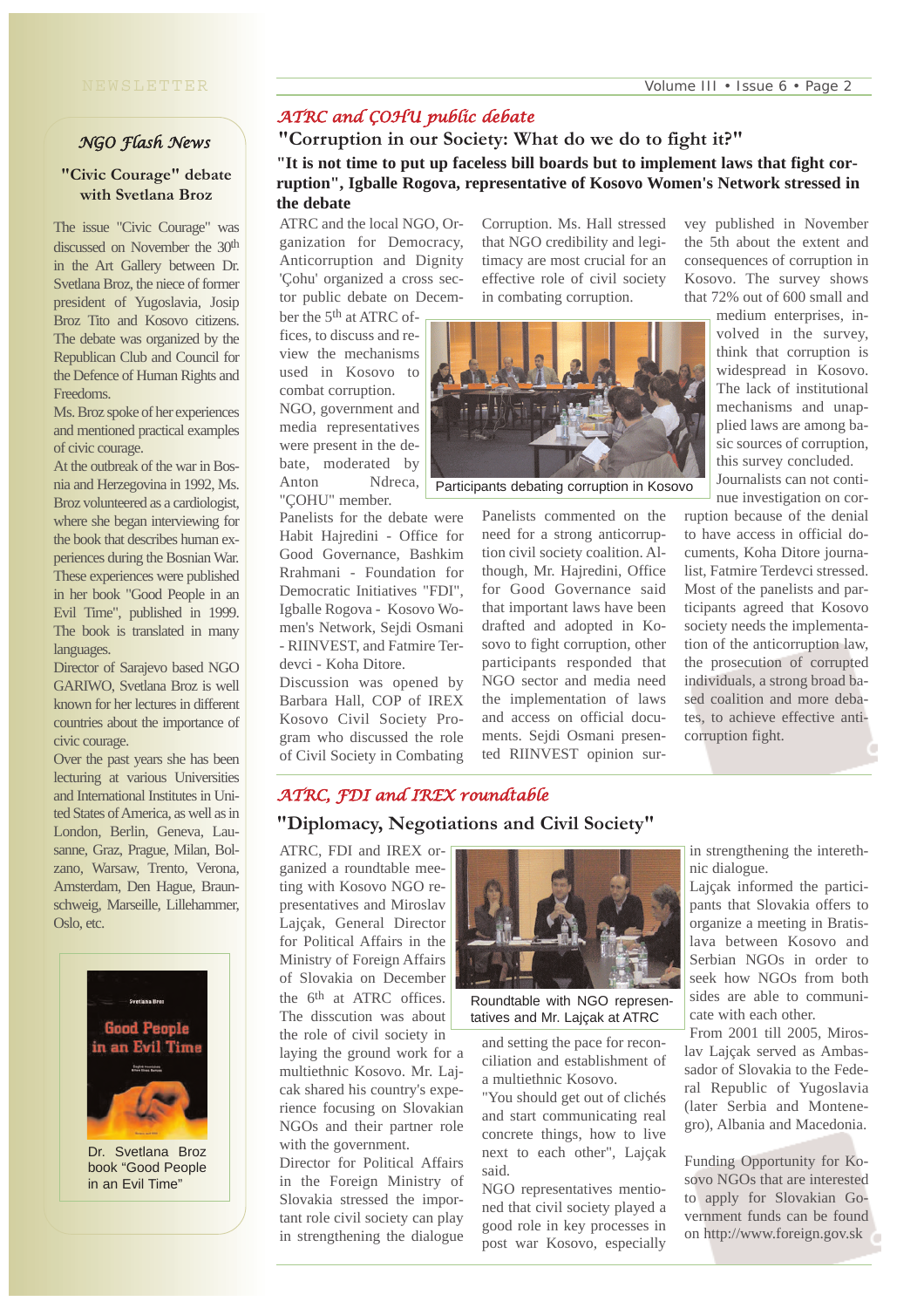## NGO Flash News

### "Civic Courage" debate with Svetlana Broz

The issue "Civic Courage" was discussed on November the 30th in the Art Gallery between Dr. Svetlana Broz, the niece of former president of Yugoslavia, Josip Broz Tito and Kosovo citizens. The debate was organized by the Republican Club and Council for the Defence of Human Rights and Freedoms.

Ms. Broz spoke of her experiences and mentioned practical examples of civic courage.

At the outbreak of the war in Bosnia and Herzegovina in 1992, Ms. Broz volunteered as a cardiologist, where she began interviewing for the book that describes human experiences during the Bosnian War. These experiences were published in her book "Good People in an Evil Time", published in 1999. The book is translated in many languages.

Director of Sarajevo based NGO GARIWO, Svetlana Broz is well known for her lectures in different countries about the importance of civic courage.

Over the past years she has been lecturing at various Universities and International Institutes in United States of America, as well as in London, Berlin, Geneva, Lausanne, Graz, Prague, Milan, Bolzano, Warsaw, Trento, Verona, Amsterdam, Den Hague, Braunschweig, Marseille, Lillehammer, Oslo, etc.

Dr. Svetlana Broz book "Good People in an Evil Time"

## ATRC and ÇOHU public debate

### "Corruption in our Society: What do we do to fight it?"

**"It is not time to put up faceless bill boards but to implement laws that fight corruption", Igballe Rogova, representative of Kosovo Women's Network stressed in the debate**

ATRC and the local NGO, Organization for Democracy, Anticorruption and Dignity 'Çohu' organized a cross sector public debate on December the 5th at ATRC offices, to discuss and review the mechanisms used in Kosovo to combat corruption.

NGO, government and media representatives were present in the debate, moderated by Anton Ndreca, "ÇOHU" member.

Panelists for the debate were Habit Hajredini - Office for Good Governance, Bashkim Rrahmani - Foundation for Democratic Initiatives "FDI", Igballe Rogova - Kosovo Women's Network, Sejdi Osmani - RIINVEST, and Fatmire Terdevci - Koha Ditore.

Discussion was opened by Barbara Hall, COP of IREX Kosovo Civil Society Program who discussed the role of Civil Society in Combating Corruption. Ms. Hall stressed that NGO credibility and legitimacy are most crucial for an effective role of civil society in combating corruption.

Participants debating corruption in Kosovo

Panelists commented on the need for a strong anticorruption civil society coalition. Although, Mr. Hajredini, Office for Good Governance said that important laws have been drafted and adopted in Kosovo to fight corruption, other participants responded that NGO sector and media need the implementation of laws and access on official documents. Sejdi Osmani presented RIINVEST opinion survey published in November the 5th about the extent and consequences of corruption in Kosovo. The survey shows that 72% out of 600 small and medium enterprises, involved in the survey, think that corruption is widespread in Kosovo. The lack of institutional mechanisms and unapplied laws are among basic sources of corruption, this survey concluded.

Journalists can not continue investigation on corruption because of the denial to have access in official documents, Koha Ditore journalist, Fatmire Terdevci stressed. Most of the panelists and participants agreed that Kosovo society needs the implementation of the anticorruption law, the prosecution of corrupted individuals, a strong broad based coalition and more debates, to achieve effective anticorruption fight.

## ATRC, FDI and IREX roundtable

### "Diplomacy, Negotiations and Civil Society"

ATRC, FDI and IREX organized a roundtable meeting with Kosovo NGO representatives and Miroslav Lajçak, General Director for Political Affairs in the Ministry of Foreign Affairs of Slovakia on December the 6th at ATRC offices. The disscution was about the role of civil society in laying the ground work for a multiethnic Kosovo. Mr. Lajcak shared his country's experience focusing on Slovakian NGOs and their partner role with the government.

Director for Political Affairs in the Foreign Ministry of Slovakia stressed the important role civil society can play in strengthening the dialogue and setting the pace for reconciliation and establishment of a multiethnic Kosovo.

Roundtable with NGO representatives and Mr. Lajçak at ATRC

"You should get out of clichés and start communicating real concrete things, how to live next to each other", Lajçak said.

NGO representatives mentioned that civil society played a good role in key processes in post war Kosovo, especially in strengthening the interethnic dialogue.

Lajçak informed the participants that Slovakia offers to organize a meeting in Bratislava between Kosovo and Serbian NGOs in order to seek how NGOs from both sides are able to communicate with each other.

From 2001 till 2005, Miroslav Lajçak served as Ambassador of Slovakia to the Federal Republic of Yugoslavia (later Serbia and Montenegro), Albania and Macedonia.

Funding Opportunity for Kosovo NGOs that are interested to apply for Slovakian Government funds can be found on http://www.foreign.gov.sk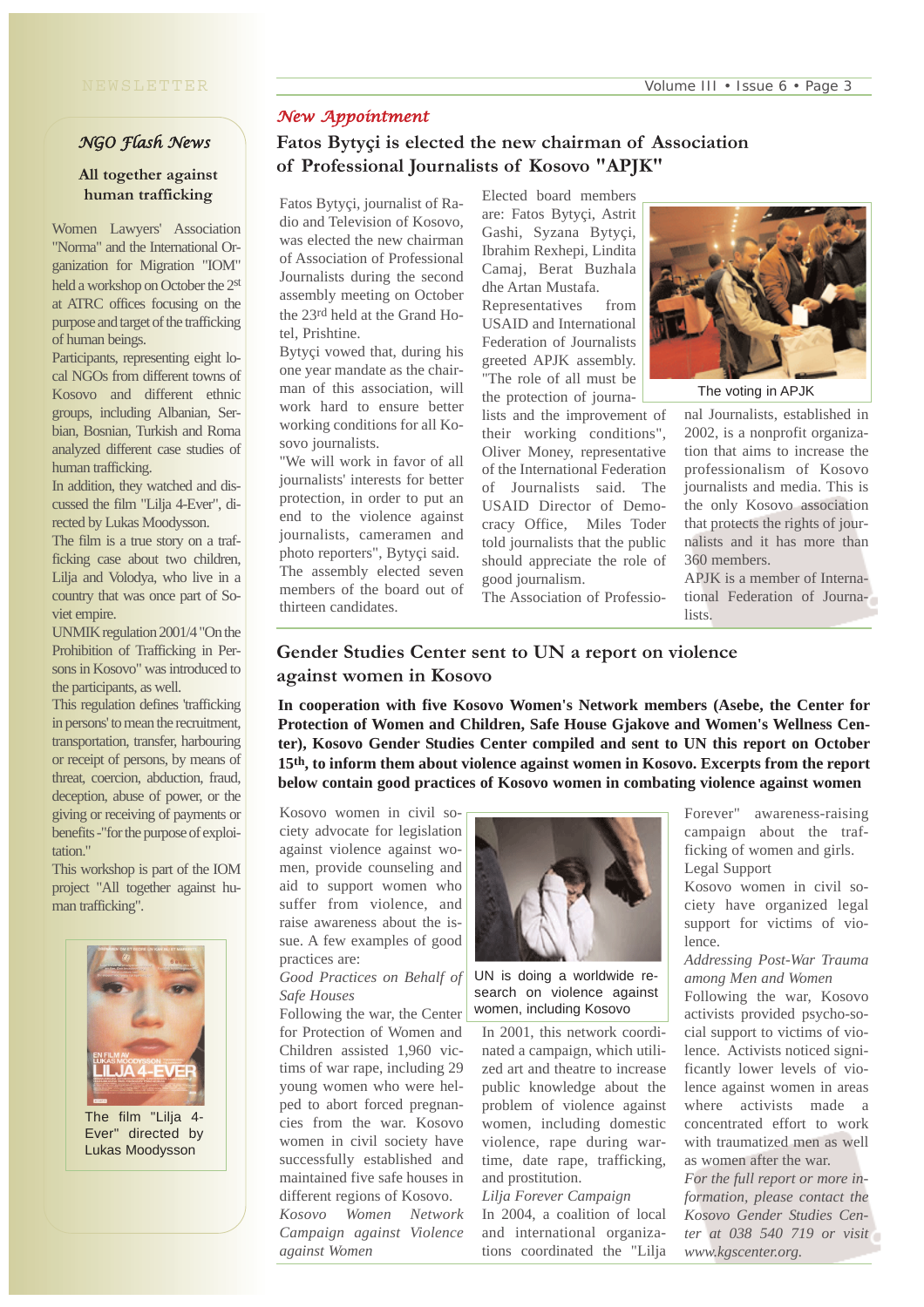## NGO Flash News

### All together against human trafficking

Women Lawyers' Association "Norma" and the International Organization for Migration "IOM" held a workshop on October the 2st at ATRC offices focusing on the purpose and target of the trafficking of human beings.

Participants, representing eight local NGOs from different towns of Kosovo and different ethnic groups, including Albanian, Serbian, Bosnian, Turkish and Roma analyzed different case studies of human trafficking.

In addition, they watched and discussed the film "Lilja 4-Ever", directed by Lukas Moodysson.

The film is a true story on a trafficking case about two children, Lilja and Volodya, who live in a country that was once part of Soviet empire.

UNMIK regulation 2001/4 "On the Prohibition of Trafficking in Persons in Kosovo" was introduced to the participants, as well.

This regulation defines 'trafficking in persons' to mean the recruitment, transportation, transfer, harbouring or receipt of persons, by means of threat, coercion, abduction, fraud, deception, abuse of power, or the giving or receiving of payments or benefits -"for the purpose of exploitation."

This workshop is part of the IOM project "All together against human trafficking".

The film "Lilja 4-Ever" directed by Lukas Moodysson

*New Appointment*

## Fatos Bytyçi is elected the new chairman of Association of Professional Journalists of Kosovo "APJK"

Fatos Bytyçi, journalist of Radio and Television of Kosovo, was elected the new chairman of Association of Professional Journalists during the second assembly meeting on October the 23rd held at the Grand Hotel, Prishtine.

Bytyçi vowed that, during his one year mandate as the chairman of this association, will work hard to ensure better working conditions for all Kosovo journalists.

"We will work in favor of all journalists' interests for better protection, in order to put an end to the violence against journalists, cameramen and photo reporters", Bytyçi said.

The assembly elected seven members of the board out of thirteen candidates.

Elected board members are: Fatos Bytyçi, Astrit Gashi, Syzana Bytyçi, Ibrahim Rexhepi, Lindita Camaj, Berat Buzhala dhe Artan Mustafa.

Representatives from USAID and International Federation of Journalists greeted APJK assembly. "The role of all must be the protection of journalists and the improvement of their working conditions", Oliver Money, representative of the International Federation of Journalists said. The USAID Director of Democracy Office, Miles Toder told journalists that the public should appreciate the role of good journalism.

The voting in APJK

The Association of Professional Journalists, established in 2002, is a nonprofit organization that aims to increase the professionalism of Kosovo journalists and media. This is the only Kosovo association that protects the rights of journalists and it has more than 360 members.

APJK is a member of International Federation of Journalists.

## Gender Studies Center sent to UN a report on violence against women in Kosovo

**In cooperation with five Kosovo Women's Network members (Asebe, the Center for Protection of Women and Children, Safe House Gjakove and Women's Wellness Center), Kosovo Gender Studies Center compiled and sent to UN this report on October 15th, to inform them about violence against women in Kosovo. Excerpts from the report below contain good practices of Kosovo women in combating violence against women**

Kosovo women in civil society advocate for legislation against violence against women, provide counseling and aid to support women who suffer from violence, and raise awareness about the issue. A few examples of good practices are:

*Good Practices on Behalf of Safe Houses*

Following the war, the Center for Protection of Women and Children assisted 1,960 victims of war rape, including 29 young women who were helped to abort forced pregnancies from the war. Kosovo women in civil society have successfully established and maintained five safe houses in different regions of Kosovo.

*Kosovo Women Network Campaign against Violence against Women*

UN is doing a worldwide research on violence against women, including Kosovo

In 2001, this network coordinated a campaign, which utilized art and theatre to increase public knowledge about the problem of violence against women, including domestic violence, rape during wartime, date rape, trafficking, and prostitution.

*Lilja Forever Campaign*

In 2004, a coalition of local and international organizations coordinated the "Lilja Forever" awareness-raising campaign about the trafficking of women and girls.

Legal Support

Kosovo women in civil society have organized legal support for victims of violence.

*Addressing Post-War Trauma among Men and Women*

Following the war, Kosovo activists provided psycho-social support to victims of violence. Activists noticed significantly lower levels of violence against women in areas where activists made a concentrated effort to work with traumatized men as well as women after the war.

*For the full report or more information, please contact the Kosovo Gender Studies Center at 038 540 719 or visit www.kgscenter.org.*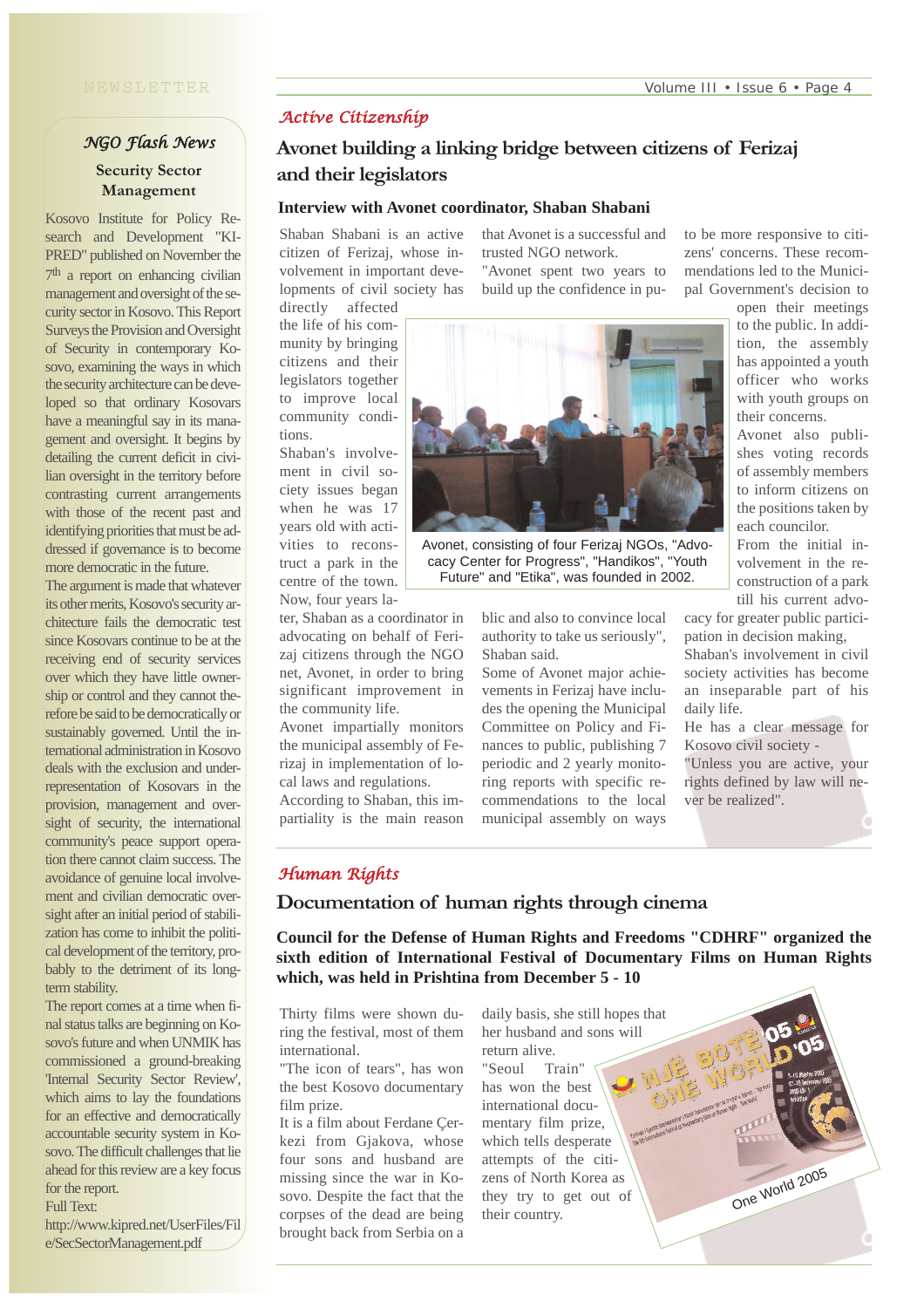## NGO Flash News

### Security Sector Management

Kosovo Institute for Policy Research and Development "KIPRED" published on November the 7th a report on enhancing civilian management and oversight of the security sector in Kosovo. This Report Surveys the Provision and Oversight of Security in contemporary Kosovo, examining the ways in which the security architecture can be developed so that ordinary Kosovars have a meaningful say in its management and oversight. It begins by detailing the current deficit in civilian oversight in the territory before contrasting current arrangements with those of the recent past and identifying priorities that must be addressed if governance is to become more democratic in the future.

The argument is made that whatever its other merits, Kosovo's security architecture fails the democratic test since Kosovars continue to be at the receiving end of security services over which they have little ownership or control and they cannot therefore be said to be democratically or sustainably governed. Until the international administration in Kosovo deals with the exclusion and under-representation of Kosovars in the provision, management and oversight of security, the international community's peace support operation there cannot claim success. The avoidance of genuine local involvement and civilian democratic oversight after an initial period of stabilization has come to inhibit the political development of the territory, probably to the detriment of its long-term stability.

The report comes at a time when final status talks are beginning on Kosovo's future and when UNMIK has commissioned a ground-breaking 'Internal Security Sector Review', which aims to lay the foundations for an effective and democratically accountable security system in Kosovo. The difficult challenges that lie ahead for this review are a key focus for the report.

Full Text:
http://www.kipred.net/UserFiles/File/SecSectorManagement.pdf

## Active Citizenship

# Avonet building a linking bridge between citizens of Ferizaj and their legislators

### Interview with Avonet coordinator, Shaban Shabani

Shaban Shabani is an active citizen of Ferizaj, whose involvement in important developments of civil society has directly affected the life of his community by bringing citizens and their legislators together to improve local community conditions.

Shaban's involvement in civil society issues began when he was 17 years old with activities to reconstruct a park in the centre of the town. Now, four years later, Shaban as a coordinator in advocating on behalf of Ferizaj citizens through the NGO net, Avonet, in order to bring significant improvement in the community life.

Avonet impartially monitors the municipal assembly of Ferizaj in implementation of local laws and regulations.

According to Shaban, this impartiality is the main reason that Avonet is a successful and trusted NGO network.

"Avonet spent two years to build up the confidence in public and also to convince local authority to take us seriously", Shaban said.

Some of Avonet major achievements in Ferizaj have included the opening the Municipal Committee on Policy and Finances to public, publishing 7 periodic and 2 yearly monitoring reports with specific recommendations to the local municipal assembly on ways to be more responsive to citizens' concerns. These recommendations led to the Municipal Government's decision to open their meetings to the public. In addition, the assembly has appointed a youth officer who works with youth groups on their concerns.

Avonet also publishes voting records of assembly members to inform citizens on the positions taken by each councilor.

Avonet, consisting of four Ferizaj NGOs, "Advocacy Center for Progress", "Handikos", "Youth Future" and "Etika", was founded in 2002.

From the initial involvement in the reconstruction of a park till his current advocacy for greater public participation in decision making, Shaban's involvement in civil society activities has become an inseparable part of his daily life.

He has a clear message for Kosovo civil society - "Unless you are active, your rights defined by law will never be realized".

## Human Rights

# Documentation of human rights through cinema

**Council for the Defense of Human Rights and Freedoms "CDHRF" organized the sixth edition of International Festival of Documentary Films on Human Rights which, was held in Prishtina from December 5 - 10**

Thirty films were shown during the festival, most of them international.

"The icon of tears", has won the best Kosovo documentary film prize.

It is a film about Ferdane Çerkezi from Gjakova, whose four sons and husband are missing since the war in Kosovo. Despite the fact that the corpses of the dead are being brought back from Serbia on a daily basis, she still hopes that her husband and sons will return alive.

"Seoul Train" has won the best international documentary film prize, which tells desperate attempts of the citizens of North Korea as they try to get out of their country.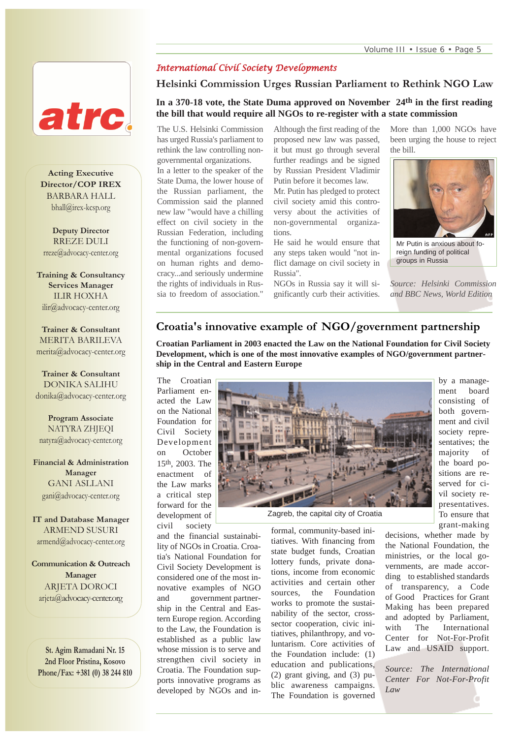atrc

**Acting Executive Director/COP IREX**
BARBARA HALL
bhall@irex-kcsp.org

**Deputy Director**
RREZE DULI
rreze@advocacy-center.org

**Training & Consultancy Services Manager**
ILIR HOXHA
ilir@advocacy-center.org

**Trainer & Consultant**
MERITA BARILEVA
merita@advocacy-center.org

**Trainer & Consultant**
DONIKA SALIHU
donika@advocacy-center.org

**Program Associate**
NATYRA ZHJEQI
natyra@advocacy-center.org

**Financial & Administration Manager**
GANI ASLLANI
gani@advocacy-center.org

**IT and Database Manager**
ARMEND SUSURI
armend@advocacy-center.org

**Communication & Outreach Manager**
ARJETA DOROCI
arjeta@advocacy-center.org

St. Agim Ramadani Nr. 15
2nd Floor Pristina, Kosovo
Phone/Fax: +381 (0) 38 244 810

## *International Civil Society Developments*

## Helsinki Commission Urges Russian Parliament to Rethink NGO Law

**In a 370-18 vote, the State Duma approved on November 24th in the first reading the bill that would require all NGOs to re-register with a state commission**

The U.S. Helsinki Commission has urged Russia's parliament to rethink the law controlling non-governmental organizations.

In a letter to the speaker of the State Duma, the lower house of the Russian parliament, the Commission said the planned new law "would have a chilling effect on civil society in the Russian Federation, including the functioning of non-governmental organizations focused on human rights and democracy...and seriously undermine the rights of individuals in Russia to freedom of association."

Although the first reading of the proposed new law was passed, it but must go through several further readings and be signed by Russian President Vladimir Putin before it becomes law.

Mr. Putin has pledged to protect civil society amid this controversy about the activities of non-governmental organizations.

He said he would ensure that any steps taken would "not inflict damage on civil society in Russia".

NGOs in Russia say it will significantly curb their activities.

More than 1,000 NGOs have been urging the house to reject the bill.

Mr Putin is anxious about foreign funding of political groups in Russia

*Source: Helsinki Commission and BBC News, World Edition*

## Croatia's innovative example of NGO/government partnership

**Croatian Parliament in 2003 enacted the Law on the National Foundation for Civil Society Development, which is one of the most innovative examples of NGO/government partnership in the Central and Eastern Europe**

The Croatian Parliament enacted the Law on the National Foundation for Civil Society Development on October 15th, 2003. The enactment of the Law marks a critical step forward for the development of civil society and the financial sustainability of NGOs in Croatia. Croatia's National Foundation for Civil Society Development is considered one of the most innovative examples of NGO and government partnership in the Central and Eastern Europe region. According to the Law, the Foundation is established as a public law whose mission is to serve and strengthen civil society in Croatia. The Foundation supports innovative programs as developed by NGOs and informal, community-based initiatives. With financing from state budget funds, Croatian lottery funds, private donations, income from economic activities and certain other sources, the Foundation works to promote the sustainability of the sector, cross-sector cooperation, civic initiatives, philanthropy, and voluntarism. Core activities of the Foundation include: (1) education and publications, (2) grant giving, and (3) public awareness campaigns. The Foundation is governed by a management board consisting of both government and civil society representatives; the majority of the board positions are reserved for civil society representatives. To ensure that grant-making decisions, whether made by the National Foundation, the ministries, or the local governments, are made according to established standards of transparency, a Code of Good Practices for Grant Making has been prepared and adopted by Parliament, with The International Center for Not-For-Profit Law and USAID support.

Zagreb, the capital city of Croatia

*Source: The International Center For Not-For-Profit Law*